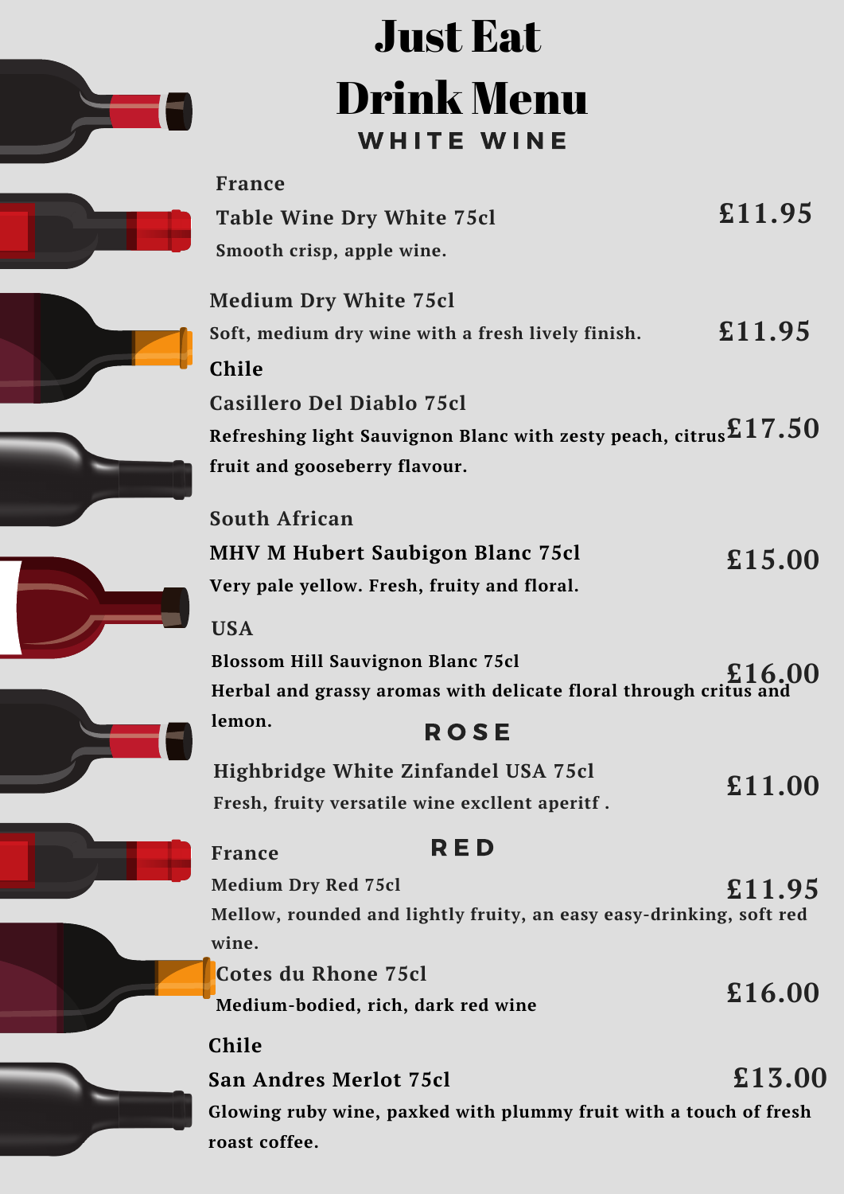# Just Eat

# Drink Menu

## WHITE WINE

### France

**Table Wine Dry White 75cl** — £11.95

Smooth crisp, apple wine.

**Medium Dry White 75cl** — £11.95

Soft, medium dry wine with a fresh lively finish.

### Chile

**Casillero Del Diablo 75cl** — £17.50

Refreshing light Sauvignon Blanc with zesty peach, citrus fruit and gooseberry flavour.

### South African

**MHV M Hubert Saubigon Blanc 75cl** — £15.00

Very pale yellow. Fresh, fruity and floral.

### USA

**Blossom Hill Sauvignon Blanc 75cl** — £16.00

Herbal and grassy aromas with delicate floral through critus and lemon.

## ROSE

**Highbridge White Zinfandel USA 75cl** — £11.00

Fresh, fruity versatile wine excllent aperitf .

## RED

### France

**Medium Dry Red 75cl** — £11.95

Mellow, rounded and lightly fruity, an easy easy-drinking, soft red wine.

**Cotes du Rhone 75cl** — £16.00

Medium-bodied, rich, dark red wine

### Chile

**San Andres Merlot 75cl** — £13.00

Glowing ruby wine, paxked with plummy fruit with a touch of fresh roast coffee.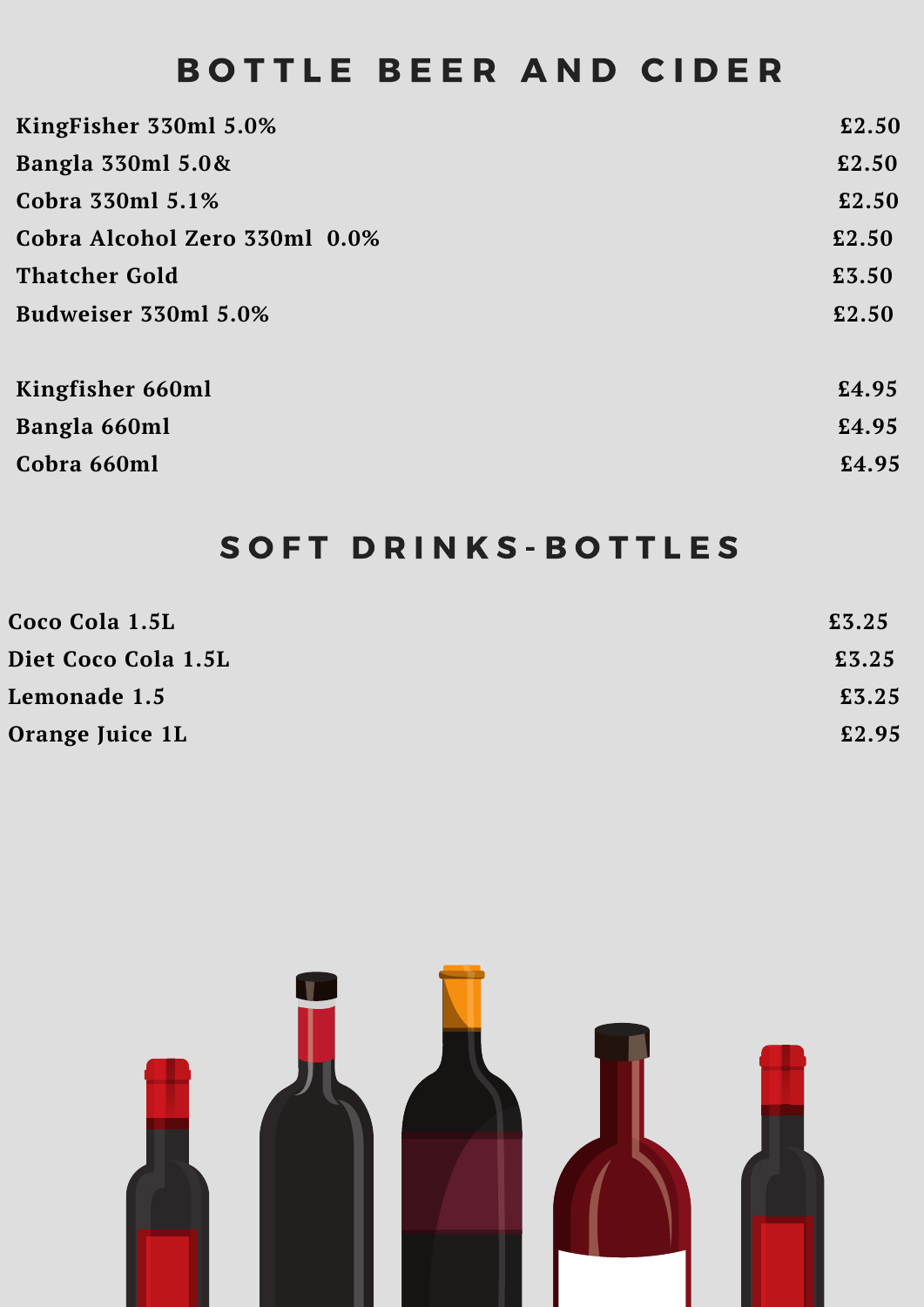## BOTTLE BEER AND CIDER

| | |
|---|---|
| **KingFisher 330ml 5.0%** | **£2.50** |
| **Bangla 330ml 5.0&** | **£2.50** |
| **Cobra 330ml 5.1%** | **£2.50** |
| **Cobra Alcohol Zero 330ml 0.0%** | **£2.50** |
| **Thatcher Gold** | **£3.50** |
| **Budweiser 330ml 5.0%** | **£2.50** |
| **Kingfisher 660ml** | **£4.95** |
| **Bangla 660ml** | **£4.95** |
| **Cobra 660ml** | **£4.95** |

## SOFT DRINKS-BOTTLES

| | |
|---|---|
| **Coco Cola 1.5L** | **£3.25** |
| **Diet Coco Cola 1.5L** | **£3.25** |
| **Lemonade 1.5** | **£3.25** |
| **Orange Juice 1L** | **£2.95** |